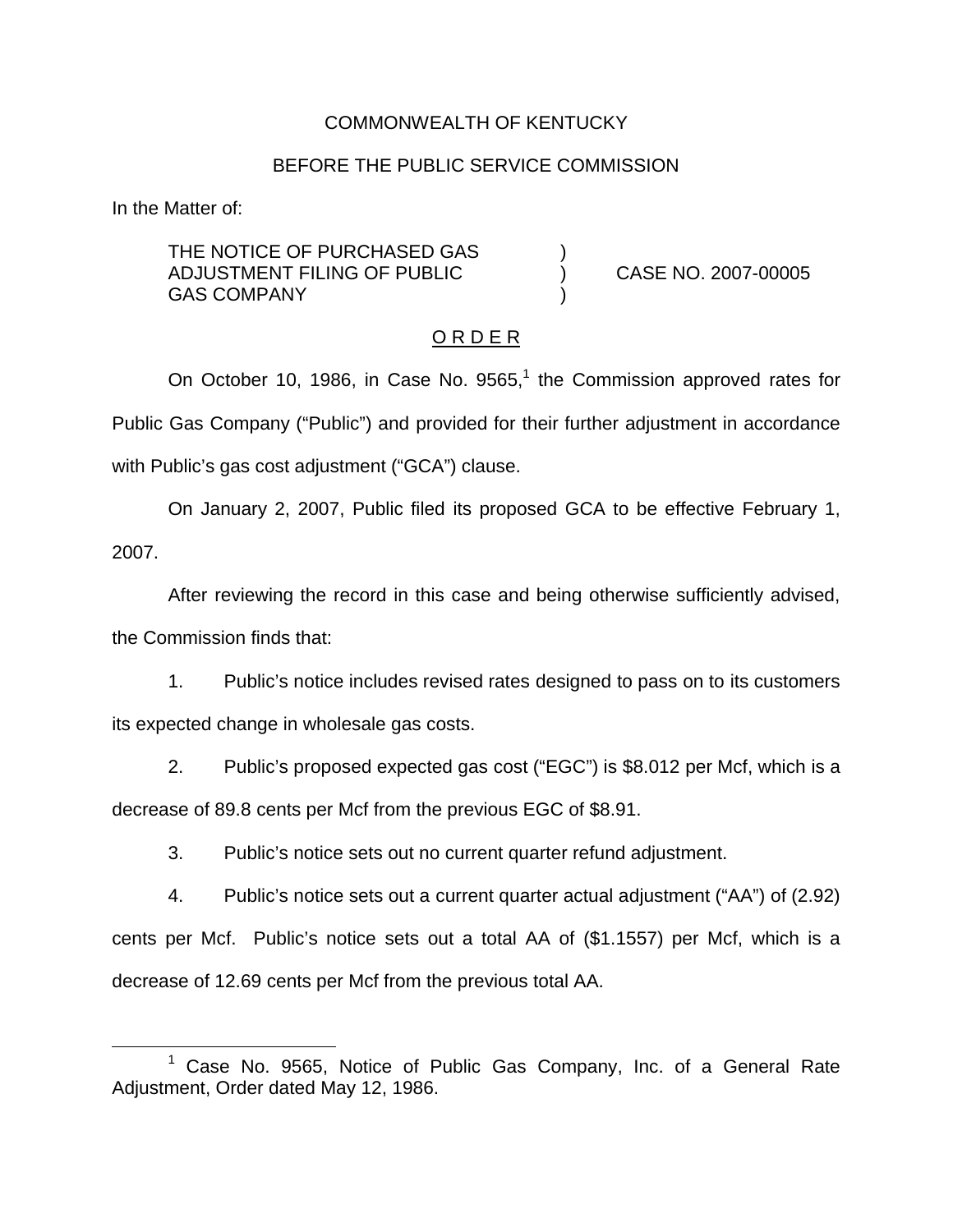COMMONWEALTH OF KENTUCKY

BEFORE THE PUBLIC SERVICE COMMISSION

In the Matter of:

| | | |
|---|---|---|
| THE NOTICE OF PURCHASED GAS ADJUSTMENT FILING OF PUBLIC GAS COMPANY | ) | CASE NO. 2007-00005 |

## O R D E R

On October 10, 1986, in Case No. 9565,[1] the Commission approved rates for Public Gas Company ("Public") and provided for their further adjustment in accordance with Public's gas cost adjustment ("GCA") clause.

On January 2, 2007, Public filed its proposed GCA to be effective February 1, 2007.

After reviewing the record in this case and being otherwise sufficiently advised, the Commission finds that:

1. Public's notice includes revised rates designed to pass on to its customers its expected change in wholesale gas costs.

2. Public's proposed expected gas cost ("EGC") is $8.012 per Mcf, which is a decrease of 89.8 cents per Mcf from the previous EGC of $8.91.

3. Public's notice sets out no current quarter refund adjustment.

4. Public's notice sets out a current quarter actual adjustment ("AA") of (2.92) cents per Mcf. Public's notice sets out a total AA of ($1.1557) per Mcf, which is a decrease of 12.69 cents per Mcf from the previous total AA.

[1] Case No. 9565, Notice of Public Gas Company, Inc. of a General Rate Adjustment, Order dated May 12, 1986.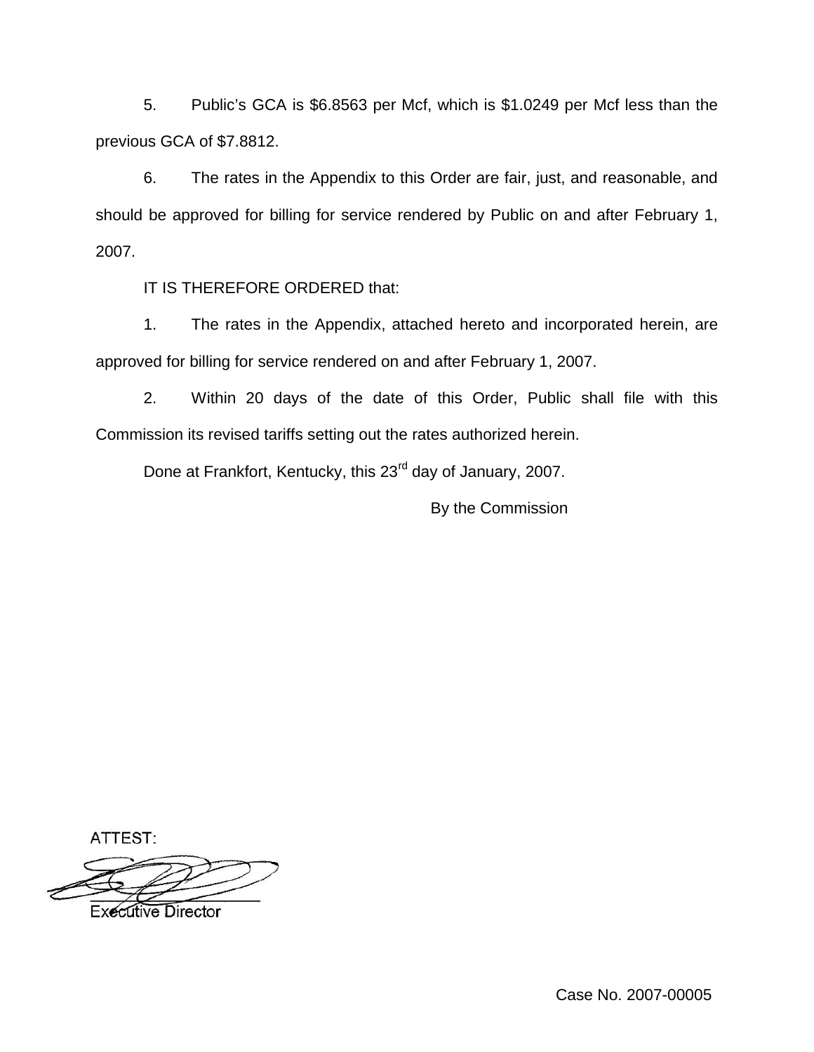5. Public's GCA is $6.8563 per Mcf, which is $1.0249 per Mcf less than the previous GCA of $7.8812.

6. The rates in the Appendix to this Order are fair, just, and reasonable, and should be approved for billing for service rendered by Public on and after February 1, 2007.

IT IS THEREFORE ORDERED that:

1. The rates in the Appendix, attached hereto and incorporated herein, are approved for billing for service rendered on and after February 1, 2007.

2. Within 20 days of the date of this Order, Public shall file with this Commission its revised tariffs setting out the rates authorized herein.

Done at Frankfort, Kentucky, this 23rd day of January, 2007.

By the Commission

ATTEST:

Executive Director

Case No. 2007-00005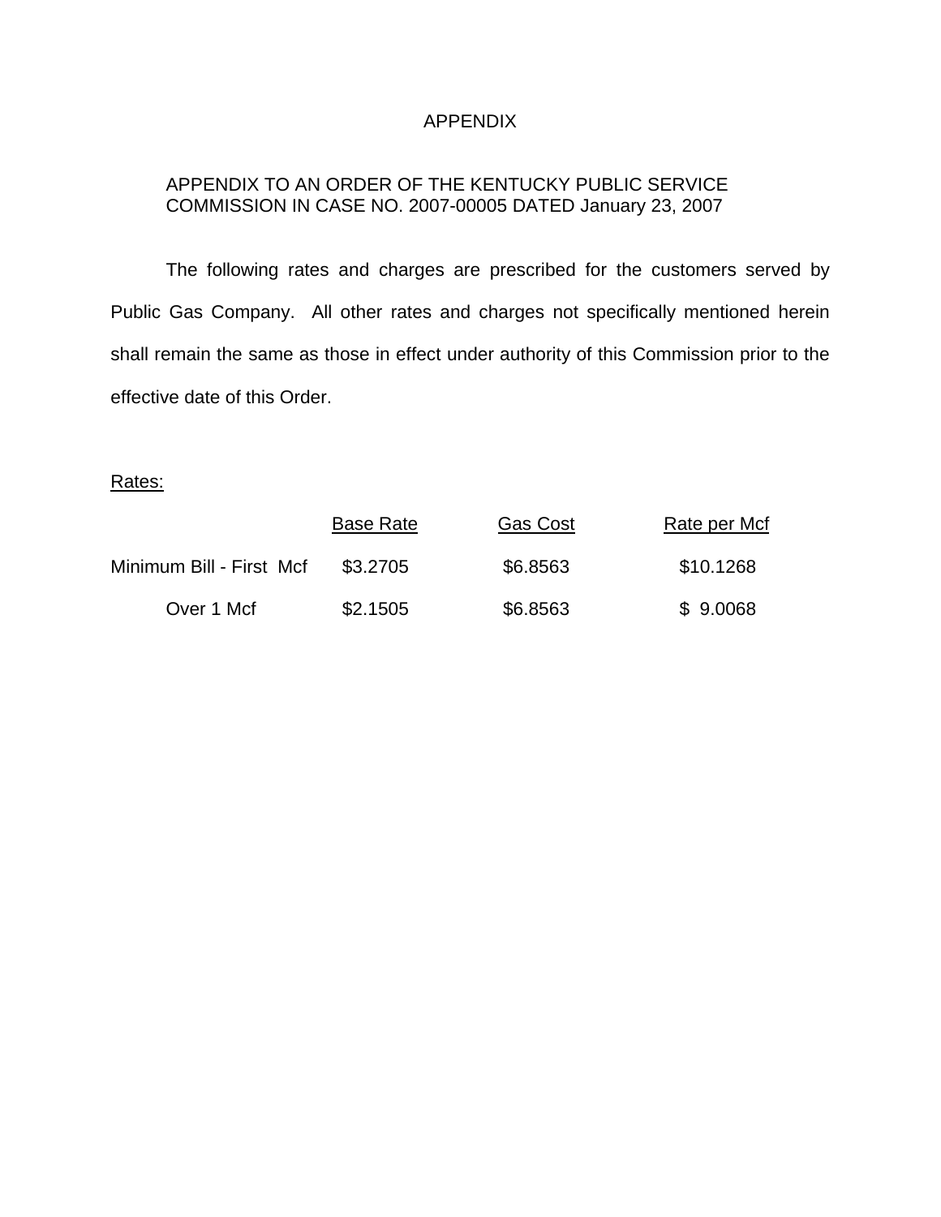# APPENDIX

APPENDIX TO AN ORDER OF THE KENTUCKY PUBLIC SERVICE COMMISSION IN CASE NO. 2007-00005 DATED January 23, 2007

The following rates and charges are prescribed for the customers served by Public Gas Company. All other rates and charges not specifically mentioned herein shall remain the same as those in effect under authority of this Commission prior to the effective date of this Order.

Rates:

| | Base Rate | Gas Cost | Rate per Mcf |
|---|---|---|---|
| Minimum Bill - First Mcf | $3.2705 | $6.8563 | $10.1268 |
| Over 1 Mcf | $2.1505 | $6.8563 | $ 9.0068 |